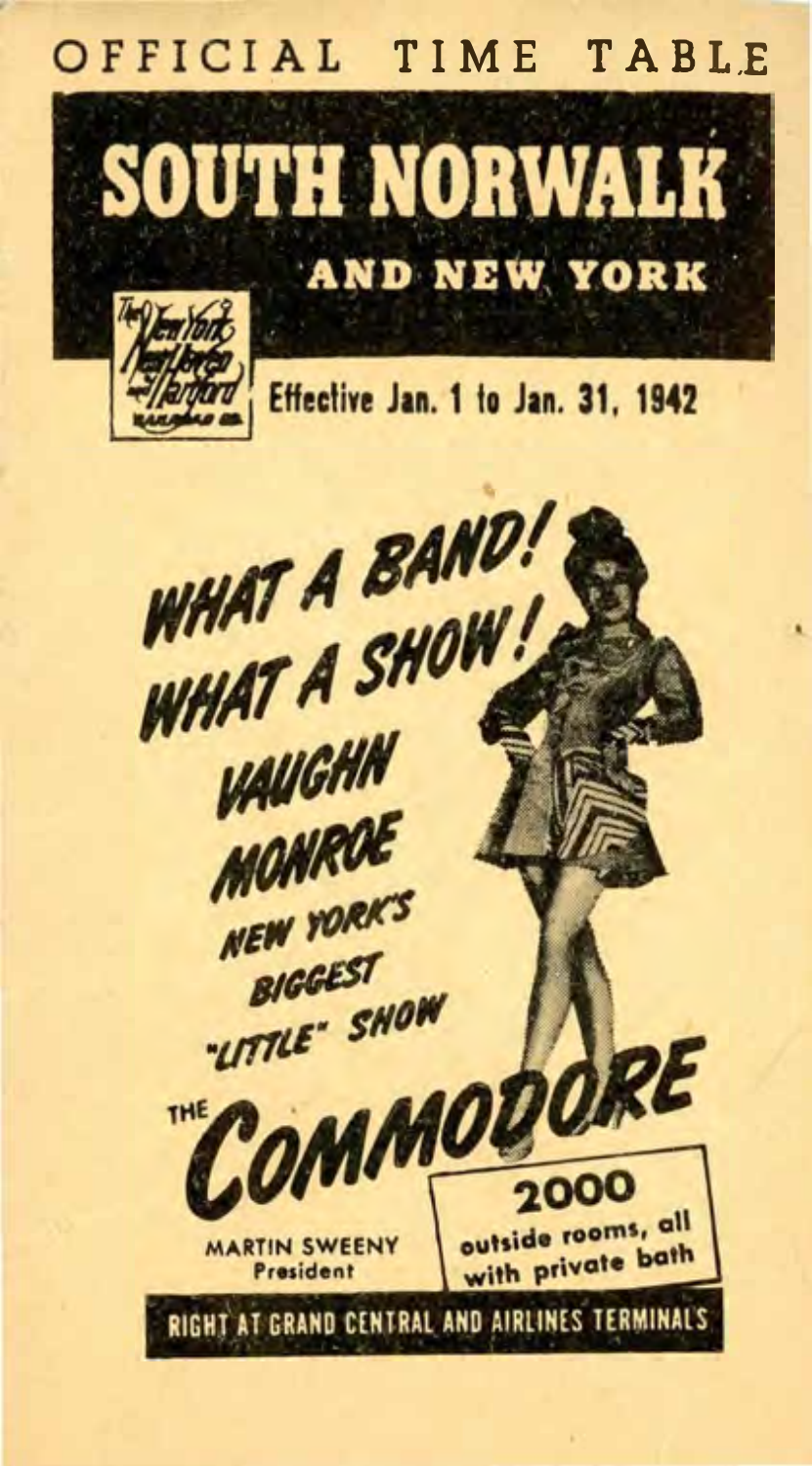OFFICIAL TIME TABLE

# SOUTH NORWALK

## AND NEW YORK

The New York New Haven and Hartford Railroad Co.

Effective Jan. 1 to Jan. 31, 1942

WHAT A BAND!
WHAT A SHOW!

VAUGHN MONROE

NEW YORK'S BIGGEST "LITTLE" SHOW

THE COMMODORE

MARTIN SWEENY
President

2000
outside rooms, all with private bath

RIGHT AT GRAND CENTRAL AND AIRLINES TERMINALS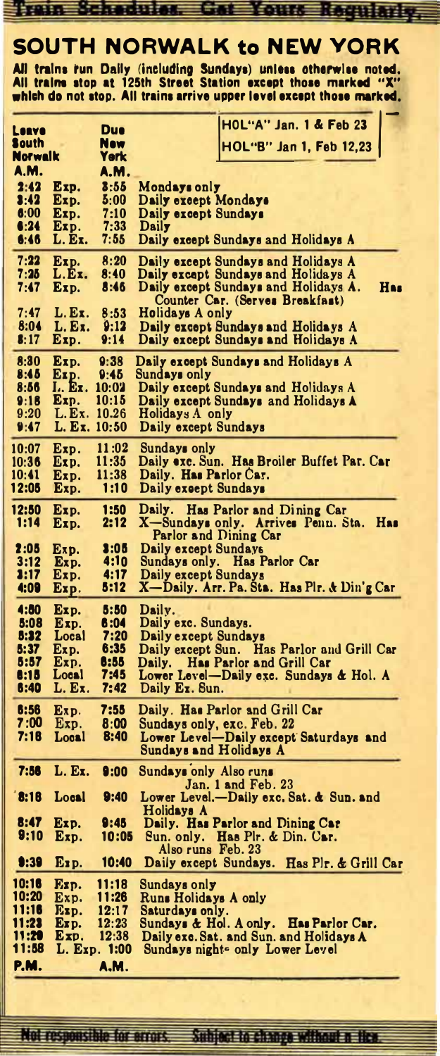Train Schedules. Get Yours Regularly.

# SOUTH NORWALK to NEW YORK

**All trains run Daily (including Sundays) unless otherwise noted. All trains stop at 125th Street Station except those marked "X" which do not stop. All trains arrive upper level except those marked.**

HOL"A" Jan. 1 & Feb 23
HOL"B" Jan 1, Feb 12,23

| Leave South Norwalk A.M. | | Due New York A.M. | |
|---|---|---|---|
| 2:42 | Exp. | 3:55 | Mondays only |
| 3:42 | Exp. | 5:00 | Daily except Mondays |
| 6:00 | Exp. | 7:10 | Daily except Sundays |
| 6:24 | Exp. | 7:33 | Daily |
| 6:46 | L. Ex. | 7:55 | Daily except Sundays and Holidays A |
| 7:22 | Exp. | 8:20 | Daily except Sundays and Holidays A |
| 7:25 | L. Ex. | 8:40 | Daily except Sundays and Holidays A |
| 7:47 | Exp. | 8:46 | Daily except Sundays and Holidays A. Has Counter Car. (Serves Breakfast) |
| 7:47 | L. Ex. | 8:53 | Holidays A only |
| 8:04 | L. Ex. | 9:12 | Daily except Sundays and Holidays A |
| 8:17 | Exp. | 9:14 | Daily except Sundays and Holidays A |
| 8:30 | Exp. | 9:38 | Daily except Sundays and Holidays A |
| 8:45 | Exp. | 9:45 | Sundays only |
| 8:56 | L. Ex. | 10:02 | Daily except Sundays and Holidays A |
| 9:18 | Exp. | 10:15 | Daily except Sundays and Holidays A |
| 9:20 | L. Ex. | 10.26 | Holidays A only |
| 9:47 | L. Ex. | 10:50 | Daily except Sundays |
| 10:07 | Exp. | 11:02 | Sundays only |
| 10:36 | Exp. | 11:35 | Daily exc. Sun. Has Broiler Buffet Par. Car |
| 10:41 | Exp. | 11:38 | Daily. Has Parlor Car. |
| 12:05 | Exp. | 1:10 | Daily except Sundays |
| 12:50 | Exp. | 1:50 | Daily. Has Parlor and Dining Car |
| 1:14 | Exp. | 2:12 | X—Sundays only. Arrives Penn. Sta. Has Parlor and Dining Car |
| 2:05 | Exp. | 3:05 | Daily except Sundays |
| 3:12 | Exp. | 4:10 | Sundays only. Has Parlor Car |
| 3:17 | Exp. | 4:17 | Daily except Sundays |
| 4:09 | Exp. | 5:12 | X—Daily. Arr. Pa. Sta. Has Plr. & Din'g Car |
| 4:50 | Exp. | 5:50 | Daily. |
| 5:08 | Exp. | 6:04 | Daily exc. Sundays. |
| 5:32 | Local | 7:20 | Daily except Sundays |
| 5:37 | Exp. | 6:35 | Daily except Sun. Has Parlor and Grill Car |
| 5:57 | Exp. | 6:55 | Daily. Has Parlor and Grill Car |
| 6:15 | Local | 7:45 | Lower Level—Daily exc. Sundays & Hol. A |
| 6:40 | L. Ex. | 7:42 | Daily Ex. Sun. |
| 6:56 | Exp. | 7:55 | Daily. Has Parlor and Grill Car |
| 7:00 | Exp. | 8:00 | Sundays only, exc. Feb. 22 |
| 7:18 | Local | 8:40 | Lower Level—Daily except Saturdays and Sundays and Holidays A |
| 7:56 | L. Ex. | 9:00 | Sundays only Also runs Jan. 1 and Feb. 23 |
| 8:18 | Local | 9:40 | Lower Level.—Daily exc. Sat. & Sun. and Holidays A |
| 8:47 | Exp. | 9:45 | Daily. Has Parlor and Dining Car |
| 9:10 | Exp. | 10:05 | Sun. only. Has Plr. & Din. Car. Also runs Feb. 23 |
| 9:39 | Exp. | 10:40 | Daily except Sundays. Has Plr. & Grill Car |
| 10:16 | Exp. | 11:18 | Sundays only |
| 10:20 | Exp. | 11:26 | Runs Holidays A only |
| 11:16 | Exp. | 12:17 | Saturdays only. |
| 11:23 | Exp. | 12:23 | Sundays & Hol. A only. Has Parlor Car. |
| 11:29 | Exp. | 12:38 | Daily exc. Sat. and Sun. and Holidays A |
| 11:58 | L. Exp. | 1:00 | Sundays nights only Lower Level |
| P.M. | | A.M. | |

Not responsible for errors. Subject to change without notice.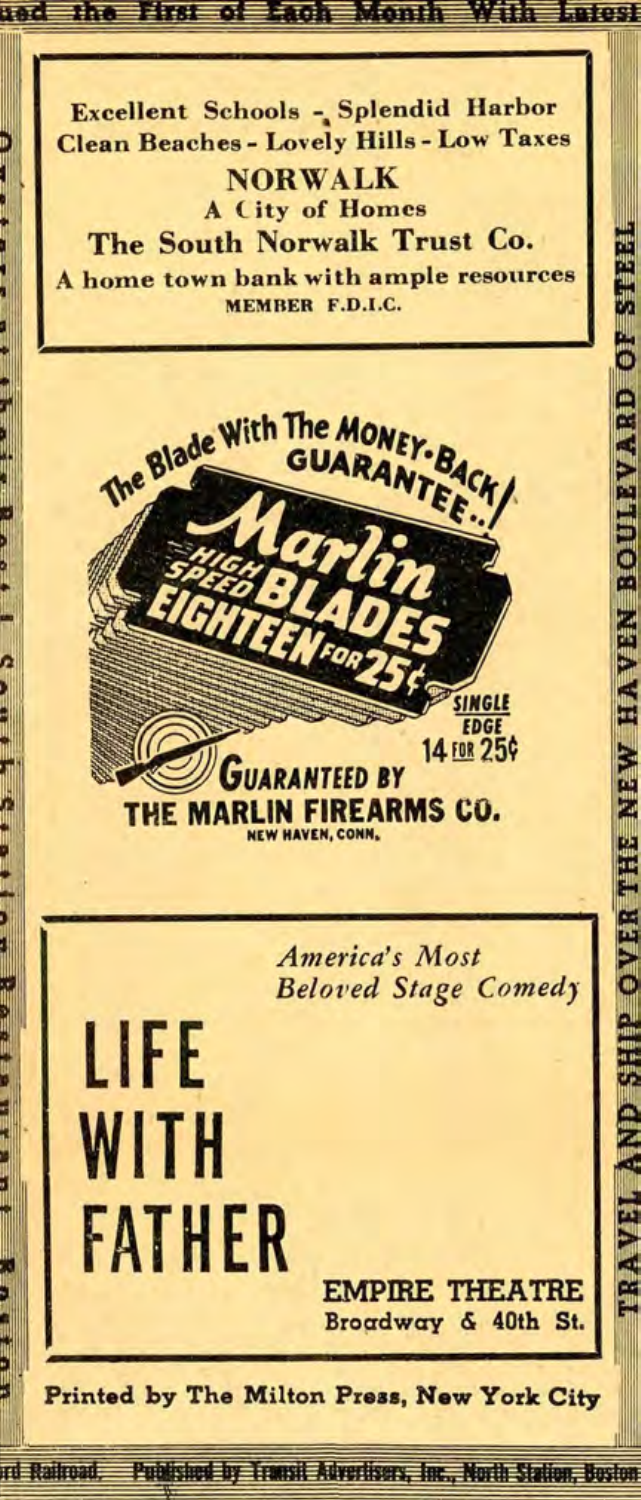Excellent Schools - Splendid Harbor
Clean Beaches - Lovely Hills - Low Taxes

**NORWALK**

**A City of Homes**

**The South Norwalk Trust Co.**

A home town bank with ample resources

MEMBER F.D.I.C.

The Blade With The MONEY-BACK GUARANTEE..!

**Marlin**

**HIGH SPEED BLADES**

**EIGHTEEN FOR 25¢**

SINGLE EDGE
14 FOR 25¢

GUARANTEED BY

**THE MARLIN FIREARMS CO.**

NEW HAVEN, CONN.

*America's Most Beloved Stage Comedy*

# LIFE WITH FATHER

EMPIRE THEATRE
Broadway & 40th St.

Printed by The Milton Press, New York City

TRAVEL AND SHIP OVER THE NEW HAVEN BOULEVARD OF STEEL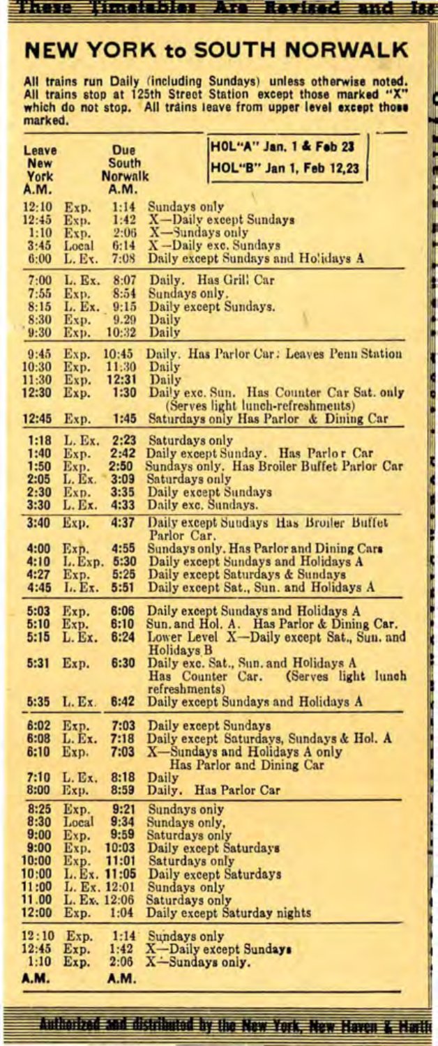These Timetables Are Revised and Iss

# NEW YORK to SOUTH NORWALK

All trains run Daily (including Sundays) unless otherwise noted. All trains stop at 125th Street Station except those marked "X" which do not stop. All trains leave from upper level except those marked.

HOL"A" Jan. 1 & Feb 23
HOL"B" Jan 1, Feb 12,23

| Leave New York A.M. | | Due South Norwalk A.M. | |
|---|---|---|---|
| 12:10 | Exp. | 1:14 | Sundays only |
| 12:45 | Exp. | 1:42 | X—Daily except Sundays |
| 1:10 | Exp. | 2:06 | X—Sundays only |
| 3:45 | Local | 6:14 | X—Daily exc. Sundays |
| 6:00 | L. Ex. | 7:08 | Daily except Sundays and Holidays A |
| 7:00 | L. Ex. | 8:07 | Daily. Has Grill Car |
| 7:55 | Exp. | 8:54 | Sundays only. |
| 8:15 | L. Ex. | 9:15 | Daily except Sundays. |
| 8:30 | Exp. | 9.29 | Daily |
| 9:30 | Exp. | 10:32 | Daily |
| 9:45 | Exp. | 10:45 | Daily. Has Parlor Car. Leaves Penn Station |
| 10:30 | Exp. | 11:30 | Daily |
| 11:30 | Exp. | 12:31 | Daily |
| 12:30 | Exp. | 1:30 | Daily exc. Sun. Has Counter Car Sat. only (Serves light lunch-refreshments) |
| 12:45 | Exp. | 1:45 | Saturdays only Has Parlor & Dining Car |
| 1:18 | L. Ex. | 2:23 | Saturdays only |
| 1:40 | Exp. | 2:42 | Daily except Sunday. Has Parlor Car |
| 1:50 | Exp. | 2:50 | Sundays only. Has Broiler Buffet Parlor Car |
| 2:05 | L. Ex. | 3:09 | Saturdays only |
| 2:30 | Exp. | 3:35 | Daily except Sundays |
| 3:30 | L. Ex. | 4:33 | Daily exc. Sundays. |
| 3:40 | Exp. | 4:37 | Daily except Sundays Has Broiler Buffet Parlor Car. |
| 4:00 | Exp. | 4:55 | Sundays only. Has Parlor and Dining Cars |
| 4:10 | L. Exp. | 5:30 | Daily except Sundays and Holidays A |
| 4:27 | Exp. | 5:25 | Daily except Saturdays & Sundays |
| 4:45 | L. Ex. | 5:51 | Daily except Sat., Sun. and Holidays A |
| 5:03 | Exp. | 6:06 | Daily except Sundays and Holidays A |
| 5:10 | Exp. | 6:10 | Sun. and Hol. A. Has Parlor & Dining Car. |
| 5:15 | L. Ex. | 6:24 | Lower Level X—Daily except Sat., Sun. and Holidays B |
| 5:31 | Exp. | 6:30 | Daily exc. Sat., Sun. and Holidays A Has Counter Car. (Serves light lunch refreshments) |
| 5:35 | L. Ex. | 6:42 | Daily except Sundays and Holidays A |
| 6:02 | Exp. | 7:03 | Daily except Sundays |
| 6:08 | L. Ex. | 7:18 | Daily except Saturdays, Sundays & Hol. A |
| 6:10 | Exp. | 7:03 | X—Sundays and Holidays A only Has Parlor and Dining Car |
| 7:10 | L. Ex. | 8:18 | Daily |
| 8:00 | Exp. | 8:59 | Daily. Has Parlor Car |
| 8:25 | Exp. | 9:21 | Sundays only |
| 8:30 | Local | 9:34 | Sundays only, |
| 9:00 | Exp. | 9:59 | Saturdays only |
| 9:00 | Exp. | 10:03 | Daily except Saturdays |
| 10:00 | Exp. | 11:01 | Saturdays only |
| 10:00 | L. Ex. | 11:05 | Daily except Saturdays |
| 11:00 | L. Ex. | 12:01 | Sundays only |
| 11.00 | L. Ex. | 12:06 | Saturdays only |
| 12:00 | Exp. | 1:04 | Daily except Saturday nights |
| 12:10 | Exp. | 1:14 | Sundays only |
| 12:45 | Exp. | 1:42 | X—Daily except Sundays |
| 1:10 | Exp. | 2:06 | X—Sundays only. |
| A.M. | | A.M. | |

Authorized and distributed by the New York, New Haven & Hartf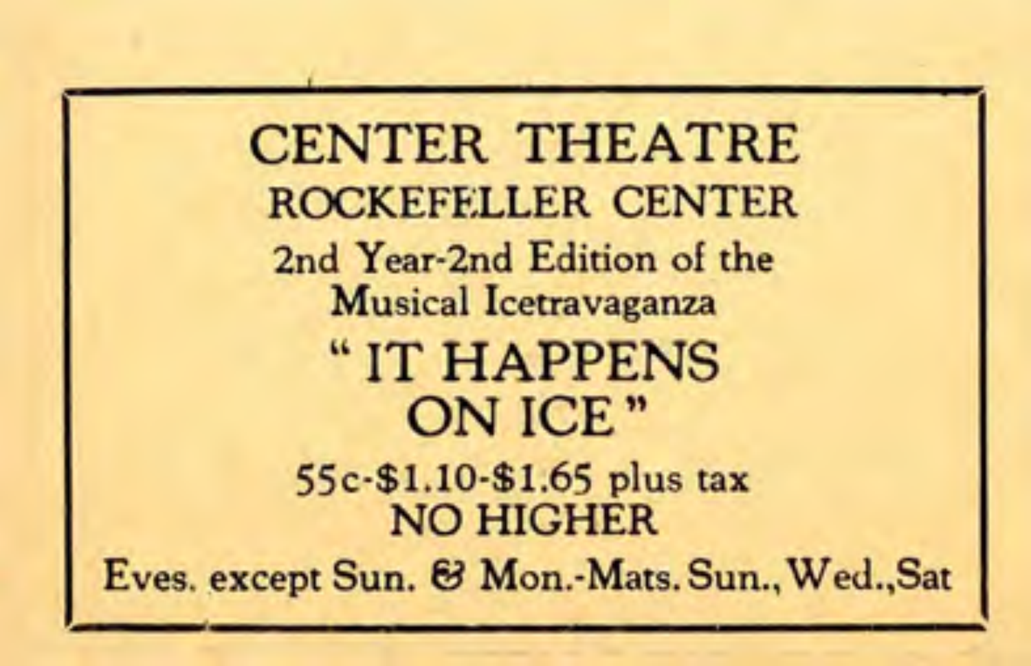# CENTER THEATRE

## ROCKEFELLER CENTER

2nd Year-2nd Edition of the
Musical Icetravaganza

## " IT HAPPENS ON ICE "

55c-$1.10-$1.65 plus tax
NO HIGHER

Eves. except Sun. & Mon.-Mats. Sun., Wed., Sat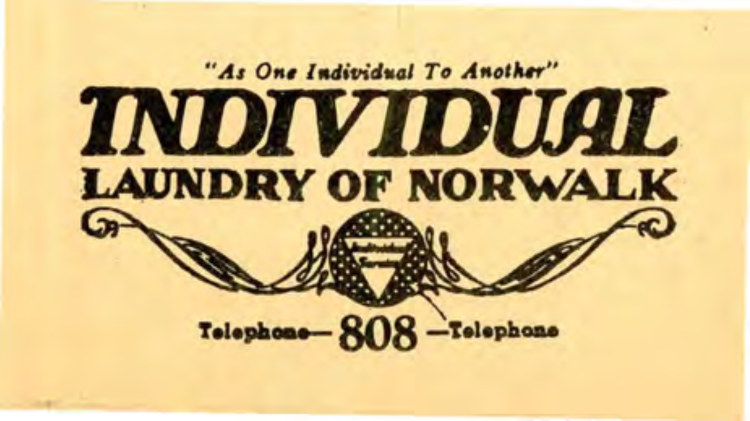*"As One Individual To Another"*

# INDIVIDUAL

## LAUNDRY OF NORWALK

**Telephone— 808 —Telephone**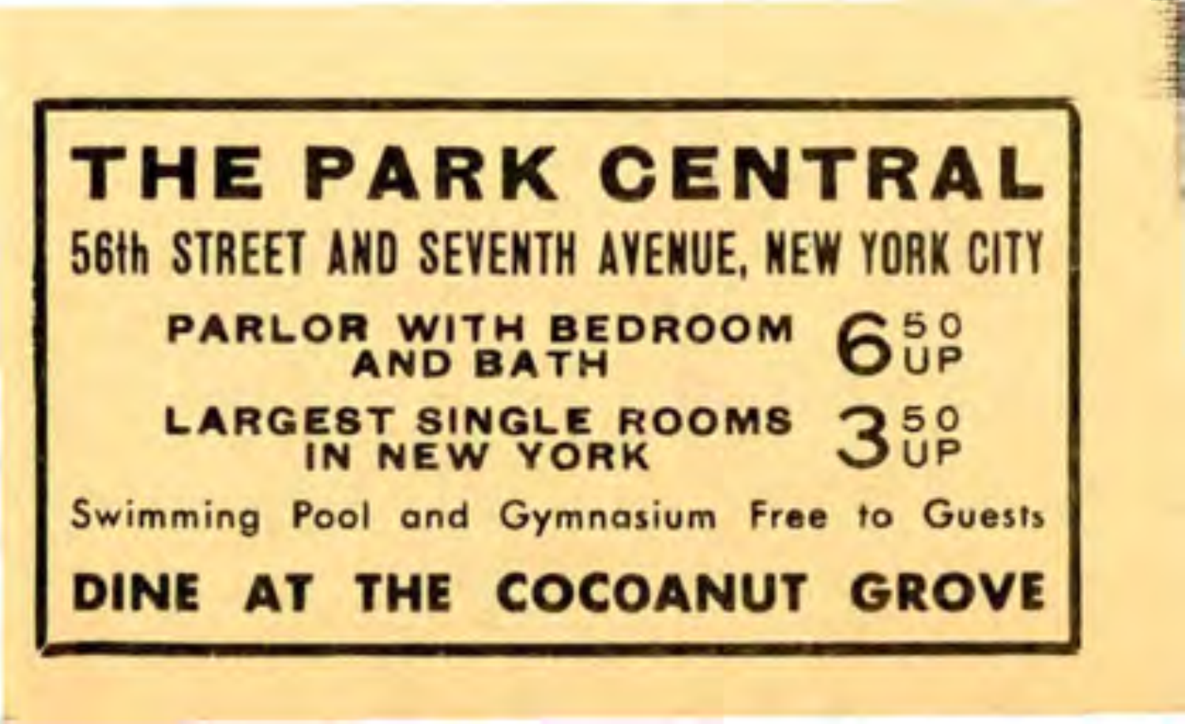# THE PARK CENTRAL

**56th STREET AND SEVENTH AVENUE, NEW YORK CITY**

| | |
|---|---|
| **PARLOR WITH BEDROOM AND BATH** | **6.50 UP** |
| **LARGEST SINGLE ROOMS IN NEW YORK** | **3.50 UP** |

Swimming Pool and Gymnasium Free to Guests

**DINE AT THE COCOANUT GROVE**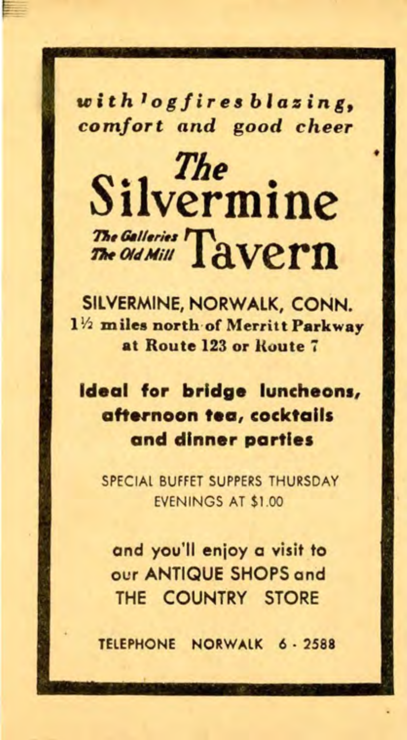*with logfires blazing, comfort and good cheer*

# The Silvermine Tavern

*The Galleries*
*The Old Mill*

**SILVERMINE, NORWALK, CONN.**
**1½ miles north of Merritt Parkway at Route 123 or Route 7**

**Ideal for bridge luncheons, afternoon tea, cocktails and dinner parties**

SPECIAL BUFFET SUPPERS THURSDAY EVENINGS AT $1.00

and you'll enjoy a visit to our ANTIQUE SHOPS and THE COUNTRY STORE

TELEPHONE NORWALK 6 - 2588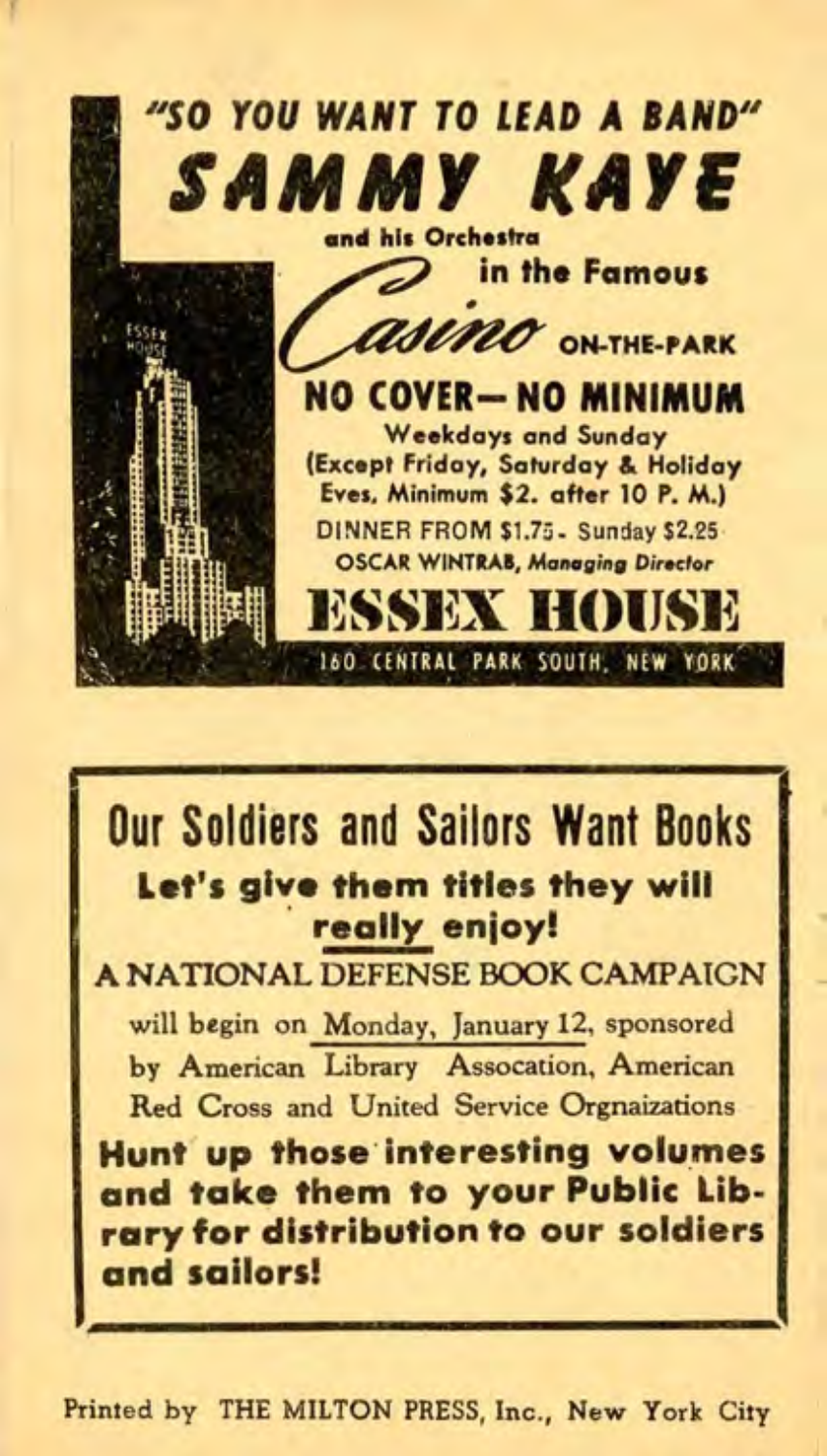## "SO YOU WANT TO LEAD A BAND"

# SAMMY KAYE

**and his Orchestra**

**in the Famous**

*Casino* **ON-THE-PARK**

## NO COVER—NO MINIMUM

**Weekdays and Sunday**
**(Except Friday, Saturday & Holiday Eves, Minimum $2. after 10 P. M.)**

DINNER FROM $1.75 - Sunday $2.25

**OSCAR WINTRAB, *Managing Director***

# ESSEX HOUSE

160 CENTRAL PARK SOUTH, NEW YORK

---

## Our Soldiers and Sailors Want Books

**Let's give them titles they will really enjoy!**

A NATIONAL DEFENSE BOOK CAMPAIGN

will begin on Monday, January 12, sponsored by American Library Assocation, American Red Cross and United Service Orgnaizations

**Hunt up those interesting volumes and take them to your Public Library for distribution to our soldiers and sailors!**

---

Printed by THE MILTON PRESS, Inc., New York City